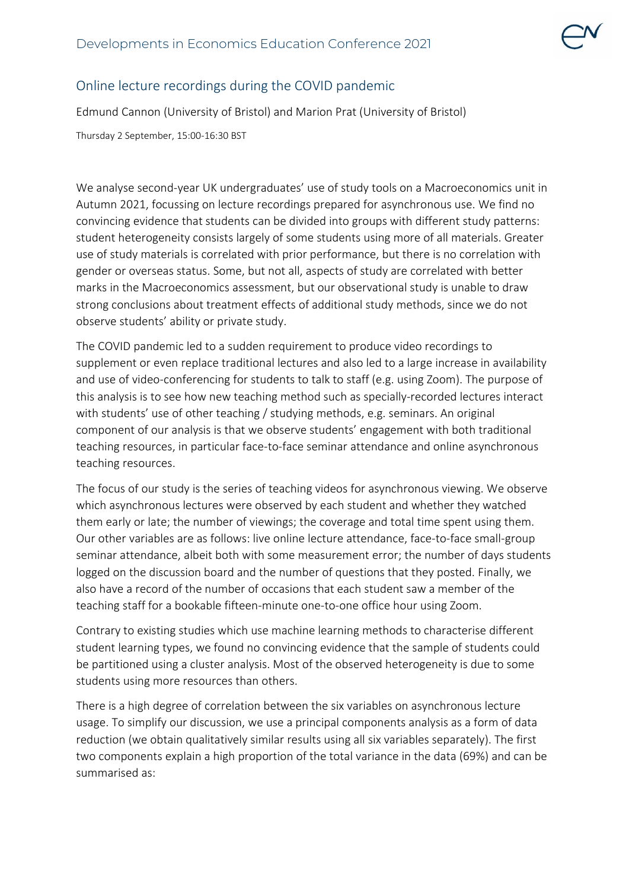# Online lecture recordings during the COVID pandemic

Edmund Cannon (University of Bristol) and Marion Prat (University of Bristol)

Thursday 2 September, 15:00-16:30 BST

We analyse second-year UK undergraduates' use of study tools on a Macroeconomics unit in Autumn 2021, focussing on lecture recordings prepared for asynchronous use. We find no convincing evidence that students can be divided into groups with different study patterns: student heterogeneity consists largely of some students using more of all materials. Greater use of study materials is correlated with prior performance, but there is no correlation with gender or overseas status. Some, but not all, aspects of study are correlated with better marks in the Macroeconomics assessment, but our observational study is unable to draw strong conclusions about treatment effects of additional study methods, since we do not observe students' ability or private study.

The COVID pandemic led to a sudden requirement to produce video recordings to supplement or even replace traditional lectures and also led to a large increase in availability and use of video-conferencing for students to talk to staff (e.g. using Zoom). The purpose of this analysis is to see how new teaching method such as specially-recorded lectures interact with students' use of other teaching / studying methods, e.g. seminars. An original component of our analysis is that we observe students' engagement with both traditional teaching resources, in particular face-to-face seminar attendance and online asynchronous teaching resources.

The focus of our study is the series of teaching videos for asynchronous viewing. We observe which asynchronous lectures were observed by each student and whether they watched them early or late; the number of viewings; the coverage and total time spent using them. Our other variables are as follows: live online lecture attendance, face-to-face small-group seminar attendance, albeit both with some measurement error; the number of days students logged on the discussion board and the number of questions that they posted. Finally, we also have a record of the number of occasions that each student saw a member of the teaching staff for a bookable fifteen-minute one-to-one office hour using Zoom.

Contrary to existing studies which use machine learning methods to characterise different student learning types, we found no convincing evidence that the sample of students could be partitioned using a cluster analysis. Most of the observed heterogeneity is due to some students using more resources than others.

There is a high degree of correlation between the six variables on asynchronous lecture usage. To simplify our discussion, we use a principal components analysis as a form of data reduction (we obtain qualitatively similar results using all six variables separately). The first two components explain a high proportion of the total variance in the data (69%) and can be summarised as: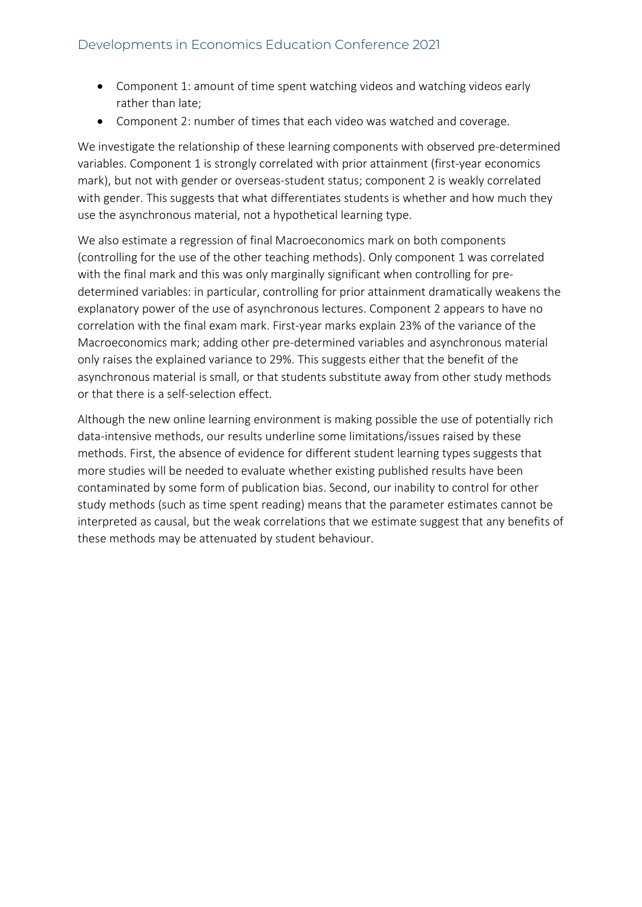- Component 1: amount of time spent watching videos and watching videos early rather than late;
- Component 2: number of times that each video was watched and coverage.

We investigate the relationship of these learning components with observed pre-determined variables. Component 1 is strongly correlated with prior attainment (first-year economics mark), but not with gender or overseas-student status; component 2 is weakly correlated with gender. This suggests that what differentiates students is whether and how much they use the asynchronous material, not a hypothetical learning type.

We also estimate a regression of final Macroeconomics mark on both components (controlling for the use of the other teaching methods). Only component 1 was correlated with the final mark and this was only marginally significant when controlling for pre-determined variables: in particular, controlling for prior attainment dramatically weakens the explanatory power of the use of asynchronous lectures. Component 2 appears to have no correlation with the final exam mark. First-year marks explain 23% of the variance of the Macroeconomics mark; adding other pre-determined variables and asynchronous material only raises the explained variance to 29%. This suggests either that the benefit of the asynchronous material is small, or that students substitute away from other study methods or that there is a self-selection effect.

Although the new online learning environment is making possible the use of potentially rich data-intensive methods, our results underline some limitations/issues raised by these methods. First, the absence of evidence for different student learning types suggests that more studies will be needed to evaluate whether existing published results have been contaminated by some form of publication bias. Second, our inability to control for other study methods (such as time spent reading) means that the parameter estimates cannot be interpreted as causal, but the weak correlations that we estimate suggest that any benefits of these methods may be attenuated by student behaviour.